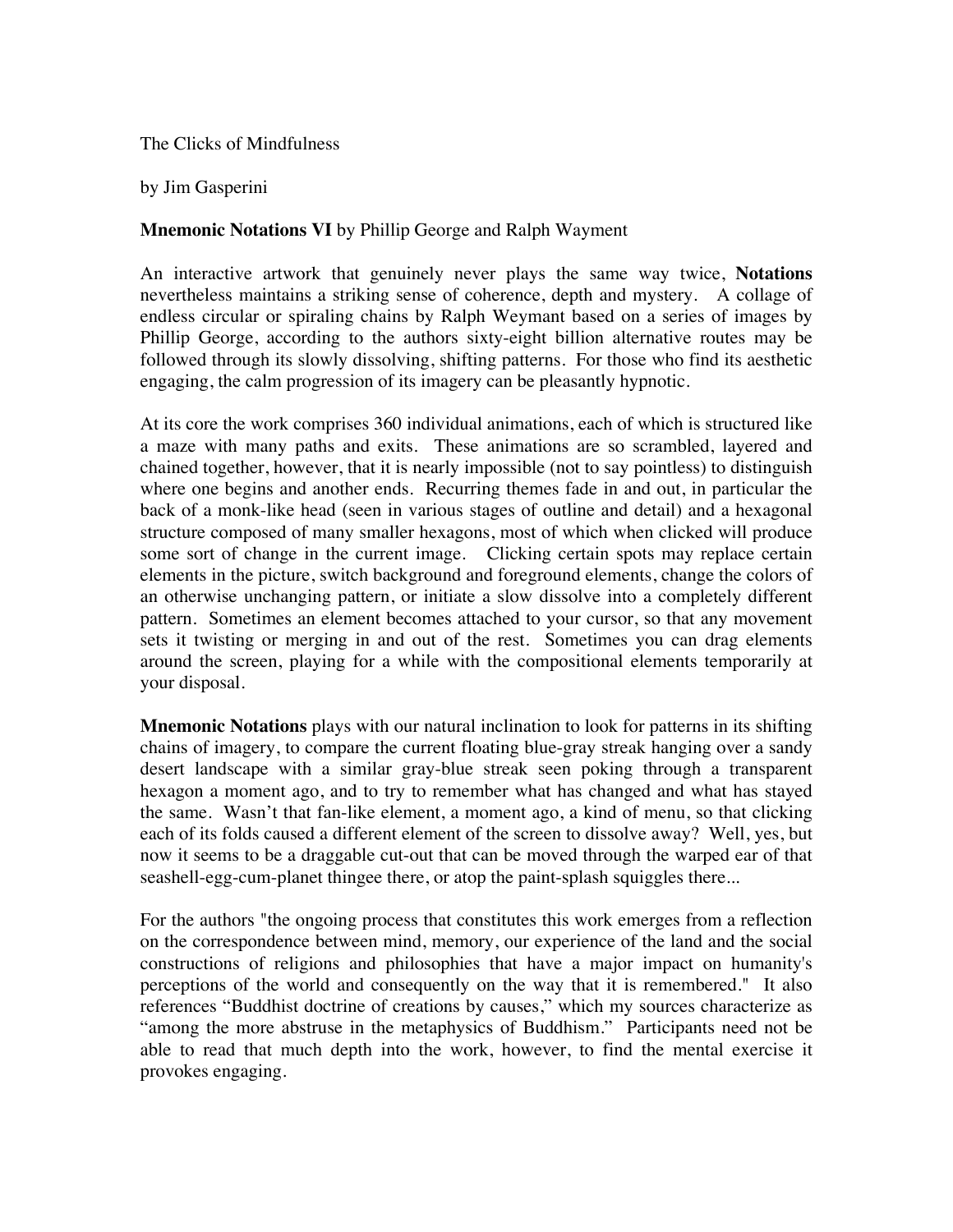The Clicks of Mindfulness

by Jim Gasperini

**Mnemonic Notations VI** by Phillip George and Ralph Wayment

An interactive artwork that genuinely never plays the same way twice, **Notations** nevertheless maintains a striking sense of coherence, depth and mystery. A collage of endless circular or spiraling chains by Ralph Weymant based on a series of images by Phillip George, according to the authors sixty-eight billion alternative routes may be followed through its slowly dissolving, shifting patterns. For those who find its aesthetic engaging, the calm progression of its imagery can be pleasantly hypnotic.

At its core the work comprises 360 individual animations, each of which is structured like a maze with many paths and exits. These animations are so scrambled, layered and chained together, however, that it is nearly impossible (not to say pointless) to distinguish where one begins and another ends. Recurring themes fade in and out, in particular the back of a monk-like head (seen in various stages of outline and detail) and a hexagonal structure composed of many smaller hexagons, most of which when clicked will produce some sort of change in the current image. Clicking certain spots may replace certain elements in the picture, switch background and foreground elements, change the colors of an otherwise unchanging pattern, or initiate a slow dissolve into a completely different pattern. Sometimes an element becomes attached to your cursor, so that any movement sets it twisting or merging in and out of the rest. Sometimes you can drag elements around the screen, playing for a while with the compositional elements temporarily at your disposal.

**Mnemonic Notations** plays with our natural inclination to look for patterns in its shifting chains of imagery, to compare the current floating blue-gray streak hanging over a sandy desert landscape with a similar gray-blue streak seen poking through a transparent hexagon a moment ago, and to try to remember what has changed and what has stayed the same. Wasn't that fan-like element, a moment ago, a kind of menu, so that clicking each of its folds caused a different element of the screen to dissolve away? Well, yes, but now it seems to be a draggable cut-out that can be moved through the warped ear of that seashell-egg-cum-planet thingee there, or atop the paint-splash squiggles there...

For the authors "the ongoing process that constitutes this work emerges from a reflection on the correspondence between mind, memory, our experience of the land and the social constructions of religions and philosophies that have a major impact on humanity's perceptions of the world and consequently on the way that it is remembered." It also references "Buddhist doctrine of creations by causes," which my sources characterize as "among the more abstruse in the metaphysics of Buddhism." Participants need not be able to read that much depth into the work, however, to find the mental exercise it provokes engaging.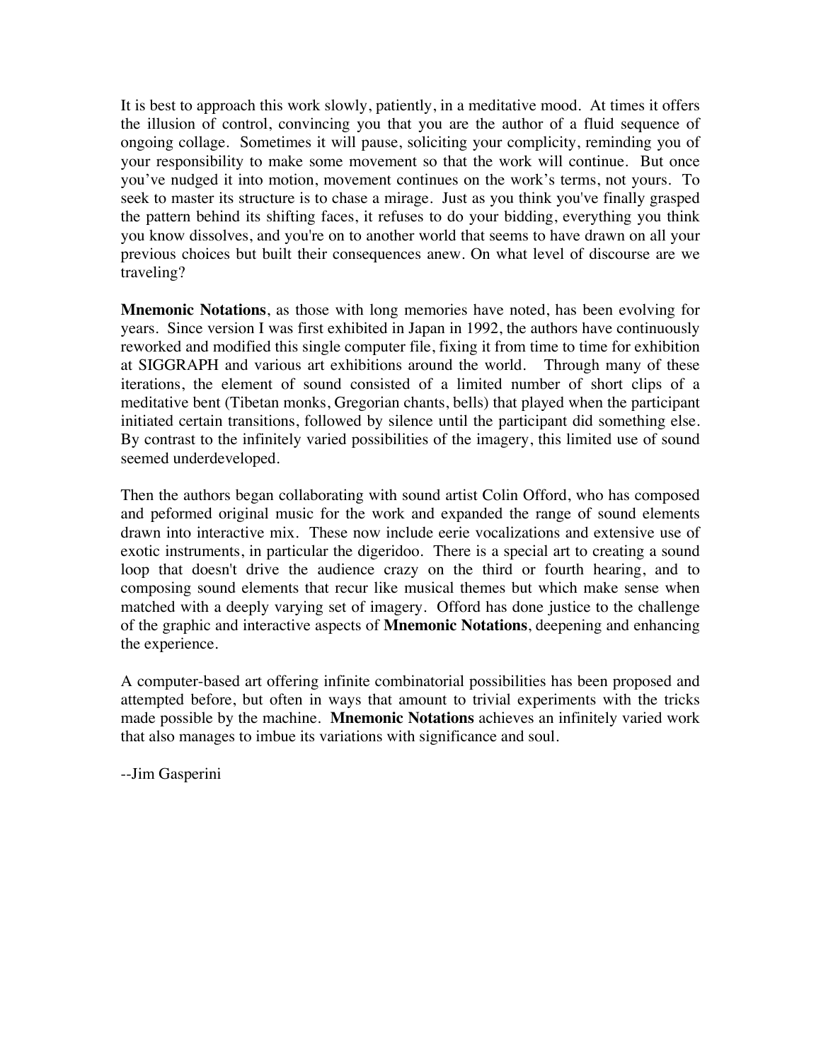It is best to approach this work slowly, patiently, in a meditative mood. At times it offers the illusion of control, convincing you that you are the author of a fluid sequence of ongoing collage. Sometimes it will pause, soliciting your complicity, reminding you of your responsibility to make some movement so that the work will continue. But once you've nudged it into motion, movement continues on the work's terms, not yours. To seek to master its structure is to chase a mirage. Just as you think you've finally grasped the pattern behind its shifting faces, it refuses to do your bidding, everything you think you know dissolves, and you're on to another world that seems to have drawn on all your previous choices but built their consequences anew. On what level of discourse are we traveling?

**Mnemonic Notations**, as those with long memories have noted, has been evolving for years. Since version I was first exhibited in Japan in 1992, the authors have continuously reworked and modified this single computer file, fixing it from time to time for exhibition at SIGGRAPH and various art exhibitions around the world. Through many of these iterations, the element of sound consisted of a limited number of short clips of a meditative bent (Tibetan monks, Gregorian chants, bells) that played when the participant initiated certain transitions, followed by silence until the participant did something else. By contrast to the infinitely varied possibilities of the imagery, this limited use of sound seemed underdeveloped.

Then the authors began collaborating with sound artist Colin Offord, who has composed and peformed original music for the work and expanded the range of sound elements drawn into interactive mix. These now include eerie vocalizations and extensive use of exotic instruments, in particular the digeridoo. There is a special art to creating a sound loop that doesn't drive the audience crazy on the third or fourth hearing, and to composing sound elements that recur like musical themes but which make sense when matched with a deeply varying set of imagery. Offord has done justice to the challenge of the graphic and interactive aspects of **Mnemonic Notations**, deepening and enhancing the experience.

A computer-based art offering infinite combinatorial possibilities has been proposed and attempted before, but often in ways that amount to trivial experiments with the tricks made possible by the machine. **Mnemonic Notations** achieves an infinitely varied work that also manages to imbue its variations with significance and soul.

--Jim Gasperini